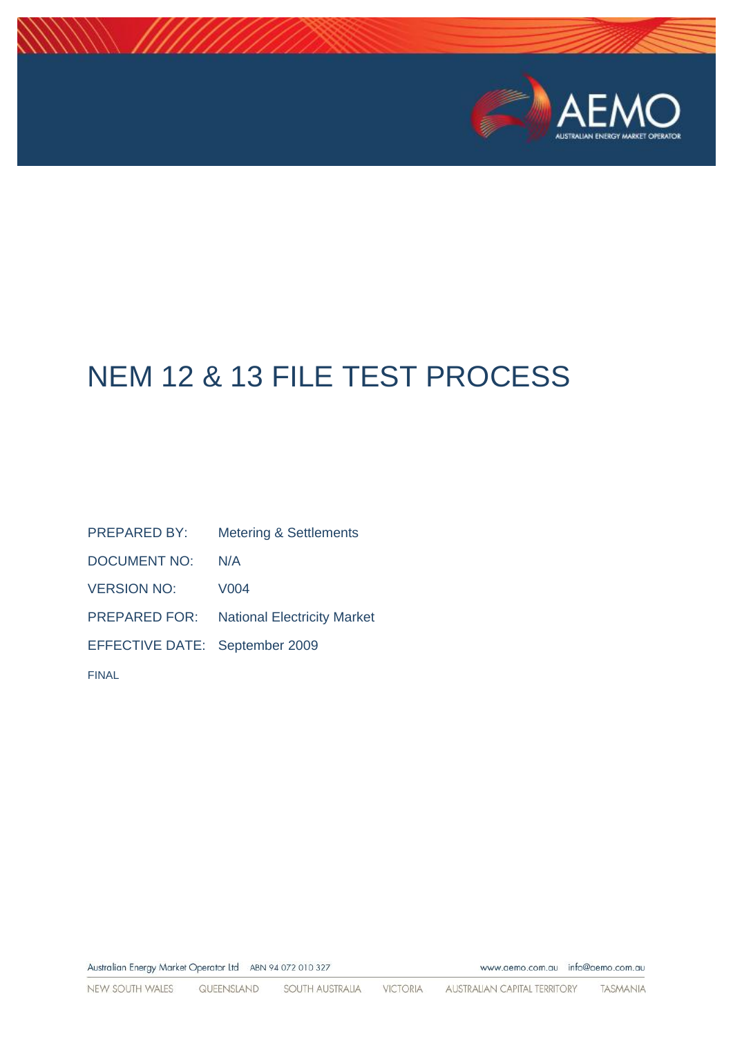# NEM 12 & 13 FILE TEST PROCESS

| | |
|---|---|
| PREPARED BY: | Metering & Settlements |
| DOCUMENT NO: | N/A |
| VERSION NO: | V004 |
| PREPARED FOR: | National Electricity Market |
| EFFECTIVE DATE: | September 2009 |

FINAL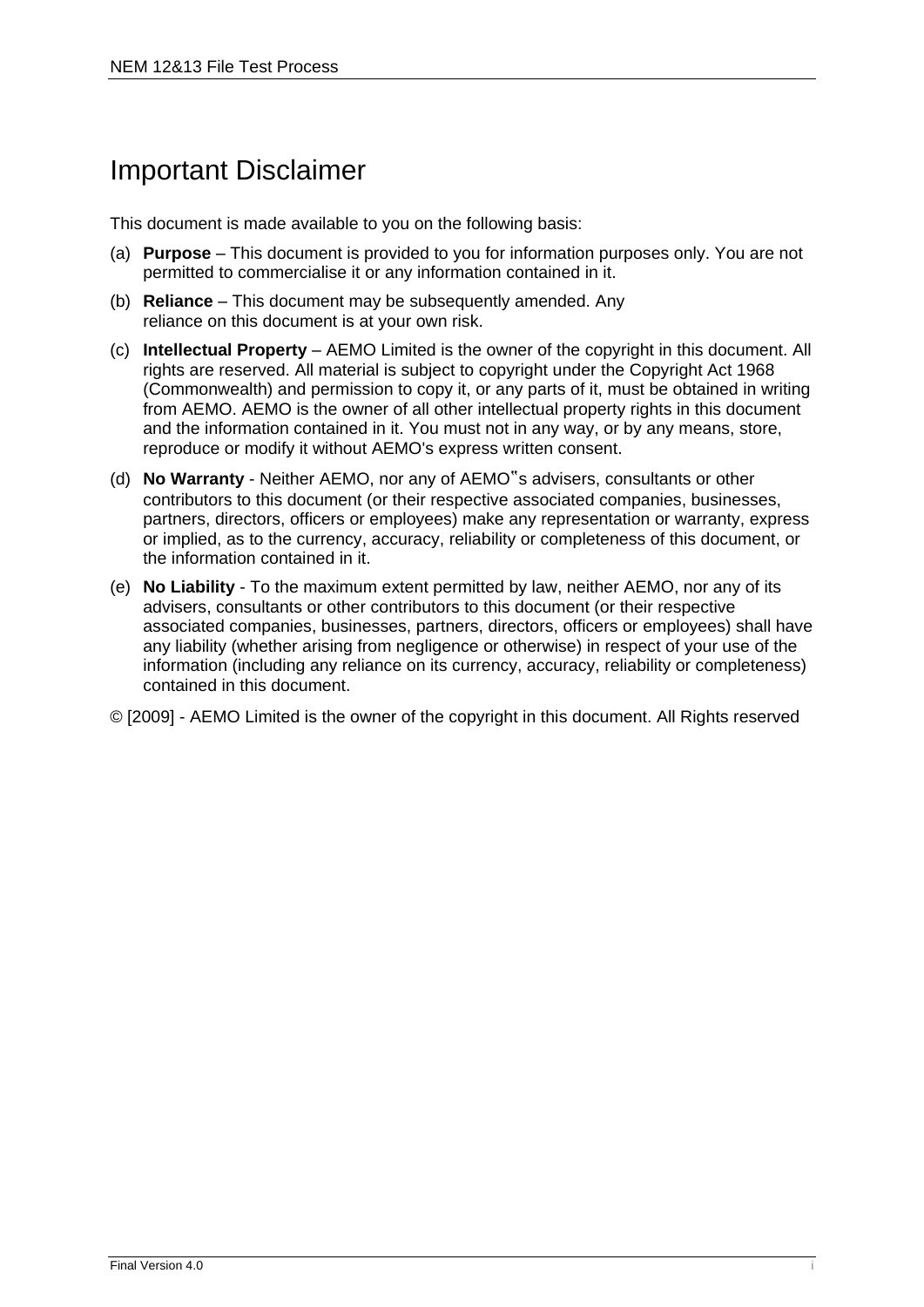# Important Disclaimer

This document is made available to you on the following basis:

(a) **Purpose** – This document is provided to you for information purposes only. You are not permitted to commercialise it or any information contained in it.

(b) **Reliance** – This document may be subsequently amended. Any reliance on this document is at your own risk.

(c) **Intellectual Property** – AEMO Limited is the owner of the copyright in this document. All rights are reserved. All material is subject to copyright under the Copyright Act 1968 (Commonwealth) and permission to copy it, or any parts of it, must be obtained in writing from AEMO. AEMO is the owner of all other intellectual property rights in this document and the information contained in it. You must not in any way, or by any means, store, reproduce or modify it without AEMO's express written consent.

(d) **No Warranty** - Neither AEMO, nor any of AEMO"s advisers, consultants or other contributors to this document (or their respective associated companies, businesses, partners, directors, officers or employees) make any representation or warranty, express or implied, as to the currency, accuracy, reliability or completeness of this document, or the information contained in it.

(e) **No Liability** - To the maximum extent permitted by law, neither AEMO, nor any of its advisers, consultants or other contributors to this document (or their respective associated companies, businesses, partners, directors, officers or employees) shall have any liability (whether arising from negligence or otherwise) in respect of your use of the information (including any reliance on its currency, accuracy, reliability or completeness) contained in this document.

© [2009] - AEMO Limited is the owner of the copyright in this document. All Rights reserved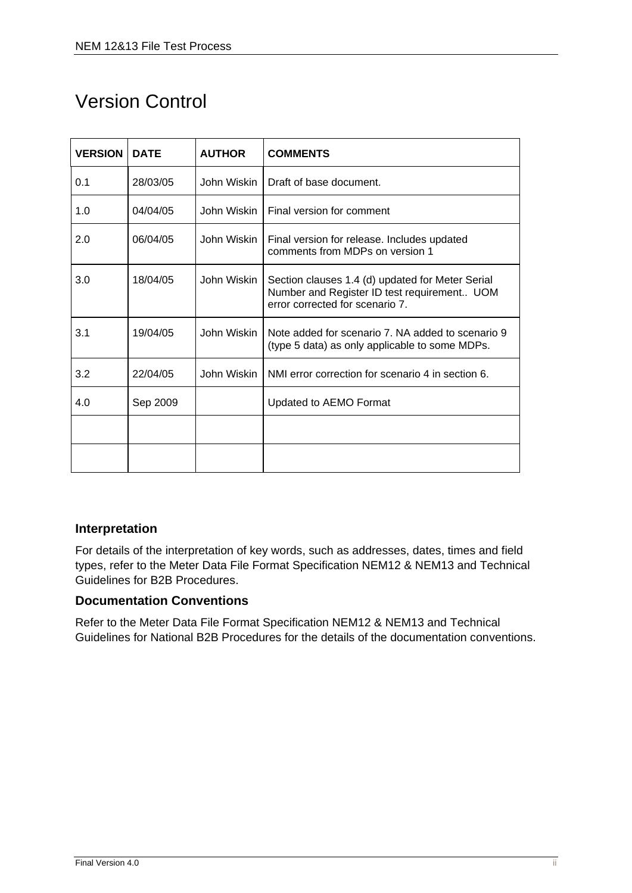# Version Control

| VERSION | DATE | AUTHOR | COMMENTS |
|---|---|---|---|
| 0.1 | 28/03/05 | John Wiskin | Draft of base document. |
| 1.0 | 04/04/05 | John Wiskin | Final version for comment |
| 2.0 | 06/04/05 | John Wiskin | Final version for release. Includes updated comments from MDPs on version 1 |
| 3.0 | 18/04/05 | John Wiskin | Section clauses 1.4 (d) updated for Meter Serial Number and Register ID test requirement.. UOM error corrected for scenario 7. |
| 3.1 | 19/04/05 | John Wiskin | Note added for scenario 7. NA added to scenario 9 (type 5 data) as only applicable to some MDPs. |
| 3.2 | 22/04/05 | John Wiskin | NMI error correction for scenario 4 in section 6. |
| 4.0 | Sep 2009 | | Updated to AEMO Format |
| | | | |
| | | | |

### Interpretation

For details of the interpretation of key words, such as addresses, dates, times and field types, refer to the Meter Data File Format Specification NEM12 & NEM13 and Technical Guidelines for B2B Procedures.

### Documentation Conventions

Refer to the Meter Data File Format Specification NEM12 & NEM13 and Technical Guidelines for National B2B Procedures for the details of the documentation conventions.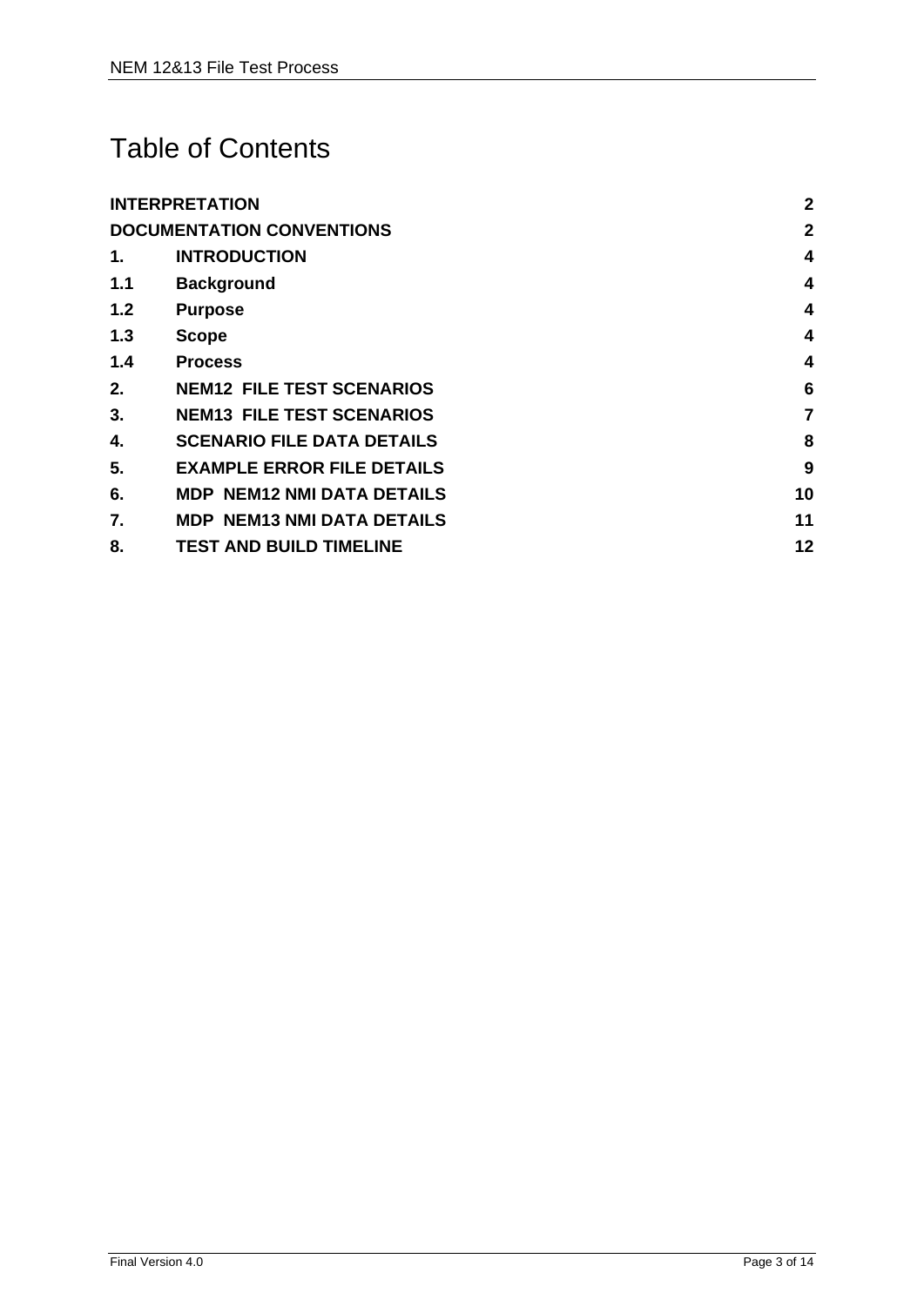# Table of Contents

| | | |
|---|---|---|
| **INTERPRETATION** | | **2** |
| **DOCUMENTATION CONVENTIONS** | | **2** |
| **1.** | **INTRODUCTION** | **4** |
| **1.1** | **Background** | **4** |
| **1.2** | **Purpose** | **4** |
| **1.3** | **Scope** | **4** |
| **1.4** | **Process** | **4** |
| **2.** | **NEM12 FILE TEST SCENARIOS** | **6** |
| **3.** | **NEM13 FILE TEST SCENARIOS** | **7** |
| **4.** | **SCENARIO FILE DATA DETAILS** | **8** |
| **5.** | **EXAMPLE ERROR FILE DETAILS** | **9** |
| **6.** | **MDP NEM12 NMI DATA DETAILS** | **10** |
| **7.** | **MDP NEM13 NMI DATA DETAILS** | **11** |
| **8.** | **TEST AND BUILD TIMELINE** | **12** |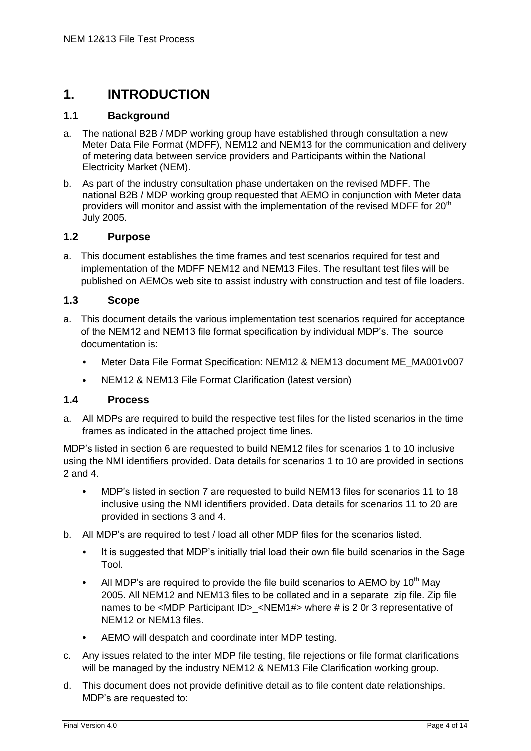# 1. INTRODUCTION

## 1.1 Background

a. The national B2B / MDP working group have established through consultation a new Meter Data File Format (MDFF), NEM12 and NEM13 for the communication and delivery of metering data between service providers and Participants within the National Electricity Market (NEM).

b. As part of the industry consultation phase undertaken on the revised MDFF. The national B2B / MDP working group requested that AEMO in conjunction with Meter data providers will monitor and assist with the implementation of the revised MDFF for 20th July 2005.

## 1.2 Purpose

a. This document establishes the time frames and test scenarios required for test and implementation of the MDFF NEM12 and NEM13 Files. The resultant test files will be published on AEMOs web site to assist industry with construction and test of file loaders.

## 1.3 Scope

a. This document details the various implementation test scenarios required for acceptance of the NEM12 and NEM13 file format specification by individual MDP's. The source documentation is:

- Meter Data File Format Specification: NEM12 & NEM13 document ME_MA001v007
- NEM12 & NEM13 File Format Clarification (latest version)

## 1.4 Process

a. All MDPs are required to build the respective test files for the listed scenarios in the time frames as indicated in the attached project time lines.

MDP's listed in section 6 are requested to build NEM12 files for scenarios 1 to 10 inclusive using the NMI identifiers provided. Data details for scenarios 1 to 10 are provided in sections 2 and 4.

- MDP's listed in section 7 are requested to build NEM13 files for scenarios 11 to 18 inclusive using the NMI identifiers provided. Data details for scenarios 11 to 20 are provided in sections 3 and 4.

b. All MDP's are required to test / load all other MDP files for the scenarios listed.

- It is suggested that MDP's initially trial load their own file build scenarios in the Sage Tool.
- All MDP's are required to provide the file build scenarios to AEMO by 10th May 2005. All NEM12 and NEM13 files to be collated and in a separate zip file. Zip file names to be <MDP Participant ID>_<NEM1#> where # is 2 0r 3 representative of NEM12 or NEM13 files.
- AEMO will despatch and coordinate inter MDP testing.

c. Any issues related to the inter MDP file testing, file rejections or file format clarifications will be managed by the industry NEM12 & NEM13 File Clarification working group.

d. This document does not provide definitive detail as to file content date relationships. MDP's are requested to: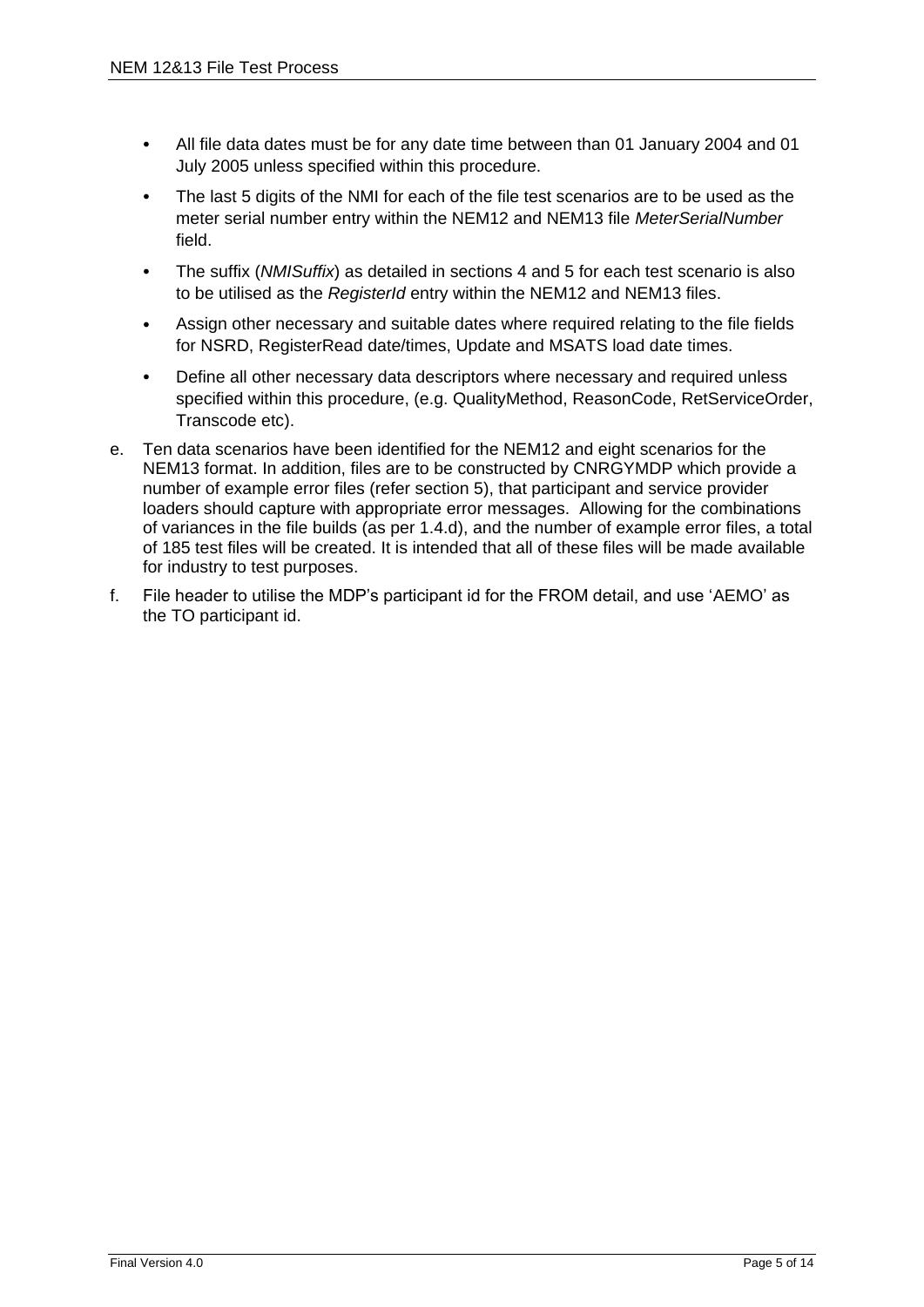- All file data dates must be for any date time between than 01 January 2004 and 01 July 2005 unless specified within this procedure.
- The last 5 digits of the NMI for each of the file test scenarios are to be used as the meter serial number entry within the NEM12 and NEM13 file *MeterSerialNumber* field.
- The suffix (*NMISuffix*) as detailed in sections 4 and 5 for each test scenario is also to be utilised as the *RegisterId* entry within the NEM12 and NEM13 files.
- Assign other necessary and suitable dates where required relating to the file fields for NSRD, RegisterRead date/times, Update and MSATS load date times.
- Define all other necessary data descriptors where necessary and required unless specified within this procedure, (e.g. QualityMethod, ReasonCode, RetServiceOrder, Transcode etc).

e. Ten data scenarios have been identified for the NEM12 and eight scenarios for the NEM13 format. In addition, files are to be constructed by CNRGYMDP which provide a number of example error files (refer section 5), that participant and service provider loaders should capture with appropriate error messages. Allowing for the combinations of variances in the file builds (as per 1.4.d), and the number of example error files, a total of 185 test files will be created. It is intended that all of these files will be made available for industry to test purposes.

f. File header to utilise the MDP's participant id for the FROM detail, and use 'AEMO' as the TO participant id.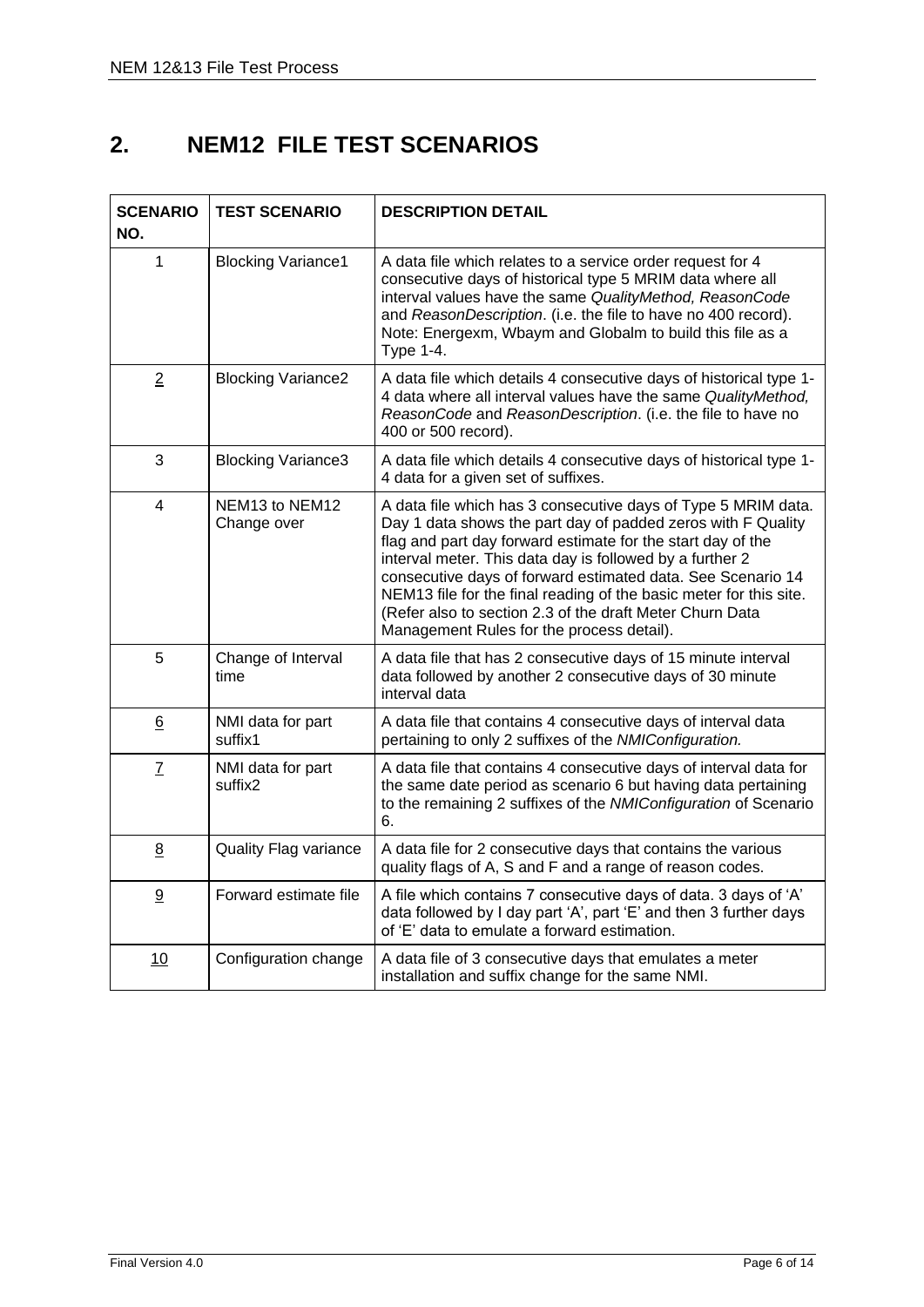# 2. NEM12 FILE TEST SCENARIOS

| SCENARIO NO. | TEST SCENARIO | DESCRIPTION DETAIL |
|---|---|---|
| 1 | Blocking Variance1 | A data file which relates to a service order request for 4 consecutive days of historical type 5 MRIM data where all interval values have the same *QualityMethod, ReasonCode* and *ReasonDescription*. (i.e. the file to have no 400 record). Note: Energexm, Wbaym and Globalm to build this file as a Type 1-4. |
| 2 | Blocking Variance2 | A data file which details 4 consecutive days of historical type 1-4 data where all interval values have the same *QualityMethod, ReasonCode* and *ReasonDescription*. (i.e. the file to have no 400 or 500 record). |
| 3 | Blocking Variance3 | A data file which details 4 consecutive days of historical type 1-4 data for a given set of suffixes. |
| 4 | NEM13 to NEM12 Change over | A data file which has 3 consecutive days of Type 5 MRIM data. Day 1 data shows the part day of padded zeros with F Quality flag and part day forward estimate for the start day of the interval meter. This data day is followed by a further 2 consecutive days of forward estimated data. See Scenario 14 NEM13 file for the final reading of the basic meter for this site. (Refer also to section 2.3 of the draft Meter Churn Data Management Rules for the process detail). |
| 5 | Change of Interval time | A data file that has 2 consecutive days of 15 minute interval data followed by another 2 consecutive days of 30 minute interval data |
| 6 | NMI data for part suffix1 | A data file that contains 4 consecutive days of interval data pertaining to only 2 suffixes of the *NMIConfiguration.* |
| 7 | NMI data for part suffix2 | A data file that contains 4 consecutive days of interval data for the same date period as scenario 6 but having data pertaining to the remaining 2 suffixes of the *NMIConfiguration* of Scenario 6. |
| 8 | Quality Flag variance | A data file for 2 consecutive days that contains the various quality flags of A, S and F and a range of reason codes. |
| 9 | Forward estimate file | A file which contains 7 consecutive days of data. 3 days of 'A' data followed by I day part 'A', part 'E' and then 3 further days of 'E' data to emulate a forward estimation. |
| 10 | Configuration change | A data file of 3 consecutive days that emulates a meter installation and suffix change for the same NMI. |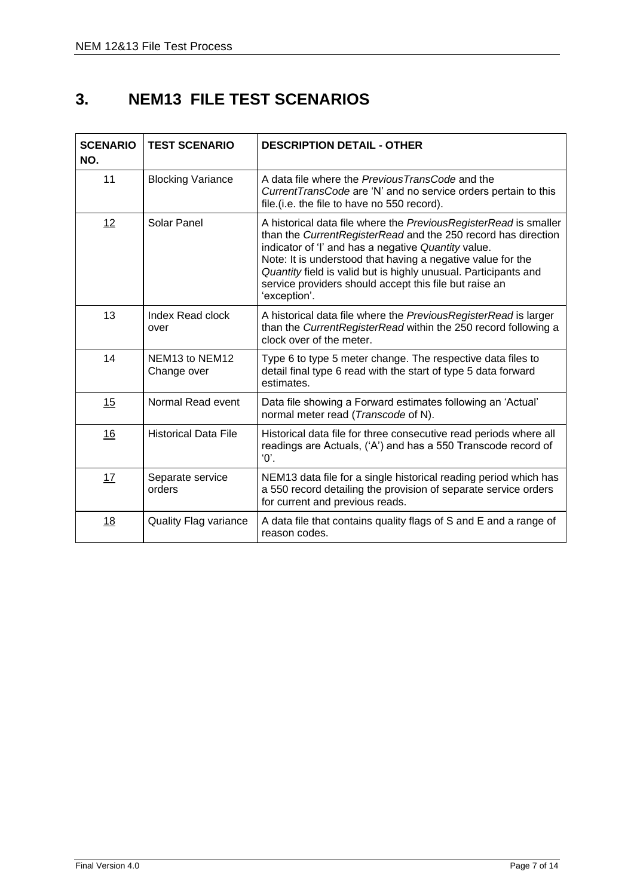# 3. NEM13 FILE TEST SCENARIOS

| SCENARIO NO. | TEST SCENARIO | DESCRIPTION DETAIL - OTHER |
|---|---|---|
| 11 | Blocking Variance | A data file where the *PreviousTransCode* and the *CurrentTransCode* are 'N' and no service orders pertain to this file.(i.e. the file to have no 550 record). |
| 12 | Solar Panel | A historical data file where the *PreviousRegisterRead* is smaller than the *CurrentRegisterRead* and the 250 record has direction indicator of 'I' and has a negative *Quantity* value.<br>Note: It is understood that having a negative value for the *Quantity* field is valid but is highly unusual. Participants and service providers should accept this file but raise an 'exception'. |
| 13 | Index Read clock over | A historical data file where the *PreviousRegisterRead* is larger than the *CurrentRegisterRead* within the 250 record following a clock over of the meter. |
| 14 | NEM13 to NEM12 Change over | Type 6 to type 5 meter change. The respective data files to detail final type 6 read with the start of type 5 data forward estimates. |
| 15 | Normal Read event | Data file showing a Forward estimates following an 'Actual' normal meter read (*Transcode* of N). |
| 16 | Historical Data File | Historical data file for three consecutive read periods where all readings are Actuals, ('A') and has a 550 Transcode record of '0'. |
| 17 | Separate service orders | NEM13 data file for a single historical reading period which has a 550 record detailing the provision of separate service orders for current and previous reads. |
| 18 | Quality Flag variance | A data file that contains quality flags of S and E and a range of reason codes. |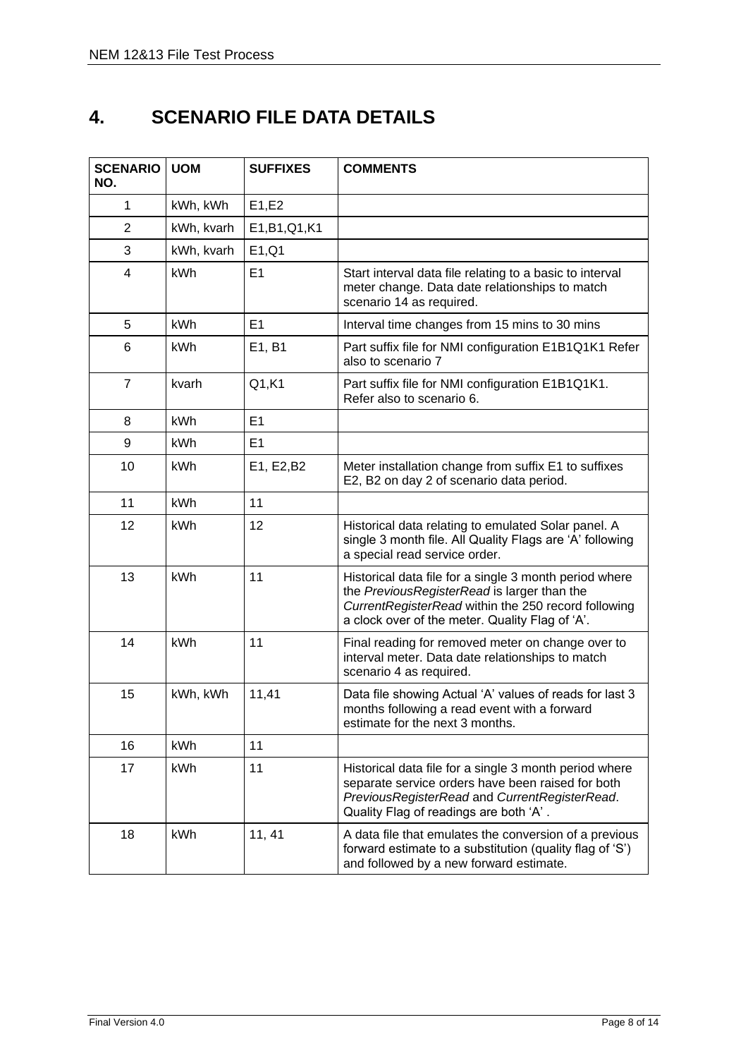# 4. SCENARIO FILE DATA DETAILS

| SCENARIO NO. | UOM | SUFFIXES | COMMENTS |
|---|---|---|---|
| 1 | kWh, kWh | E1,E2 | |
| 2 | kWh, kvarh | E1,B1,Q1,K1 | |
| 3 | kWh, kvarh | E1,Q1 | |
| 4 | kWh | E1 | Start interval data file relating to a basic to interval meter change. Data date relationships to match scenario 14 as required. |
| 5 | kWh | E1 | Interval time changes from 15 mins to 30 mins |
| 6 | kWh | E1, B1 | Part suffix file for NMI configuration E1B1Q1K1 Refer also to scenario 7 |
| 7 | kvarh | Q1,K1 | Part suffix file for NMI configuration E1B1Q1K1. Refer also to scenario 6. |
| 8 | kWh | E1 | |
| 9 | kWh | E1 | |
| 10 | kWh | E1, E2,B2 | Meter installation change from suffix E1 to suffixes E2, B2 on day 2 of scenario data period. |
| 11 | kWh | 11 | |
| 12 | kWh | 12 | Historical data relating to emulated Solar panel. A single 3 month file. All Quality Flags are 'A' following a special read service order. |
| 13 | kWh | 11 | Historical data file for a single 3 month period where the *PreviousRegisterRead* is larger than the *CurrentRegisterRead* within the 250 record following a clock over of the meter. Quality Flag of 'A'. |
| 14 | kWh | 11 | Final reading for removed meter on change over to interval meter. Data date relationships to match scenario 4 as required. |
| 15 | kWh, kWh | 11,41 | Data file showing Actual 'A' values of reads for last 3 months following a read event with a forward estimate for the next 3 months. |
| 16 | kWh | 11 | |
| 17 | kWh | 11 | Historical data file for a single 3 month period where separate service orders have been raised for both *PreviousRegisterRead* and *CurrentRegisterRead*. Quality Flag of readings are both 'A' . |
| 18 | kWh | 11, 41 | A data file that emulates the conversion of a previous forward estimate to a substitution (quality flag of 'S') and followed by a new forward estimate. |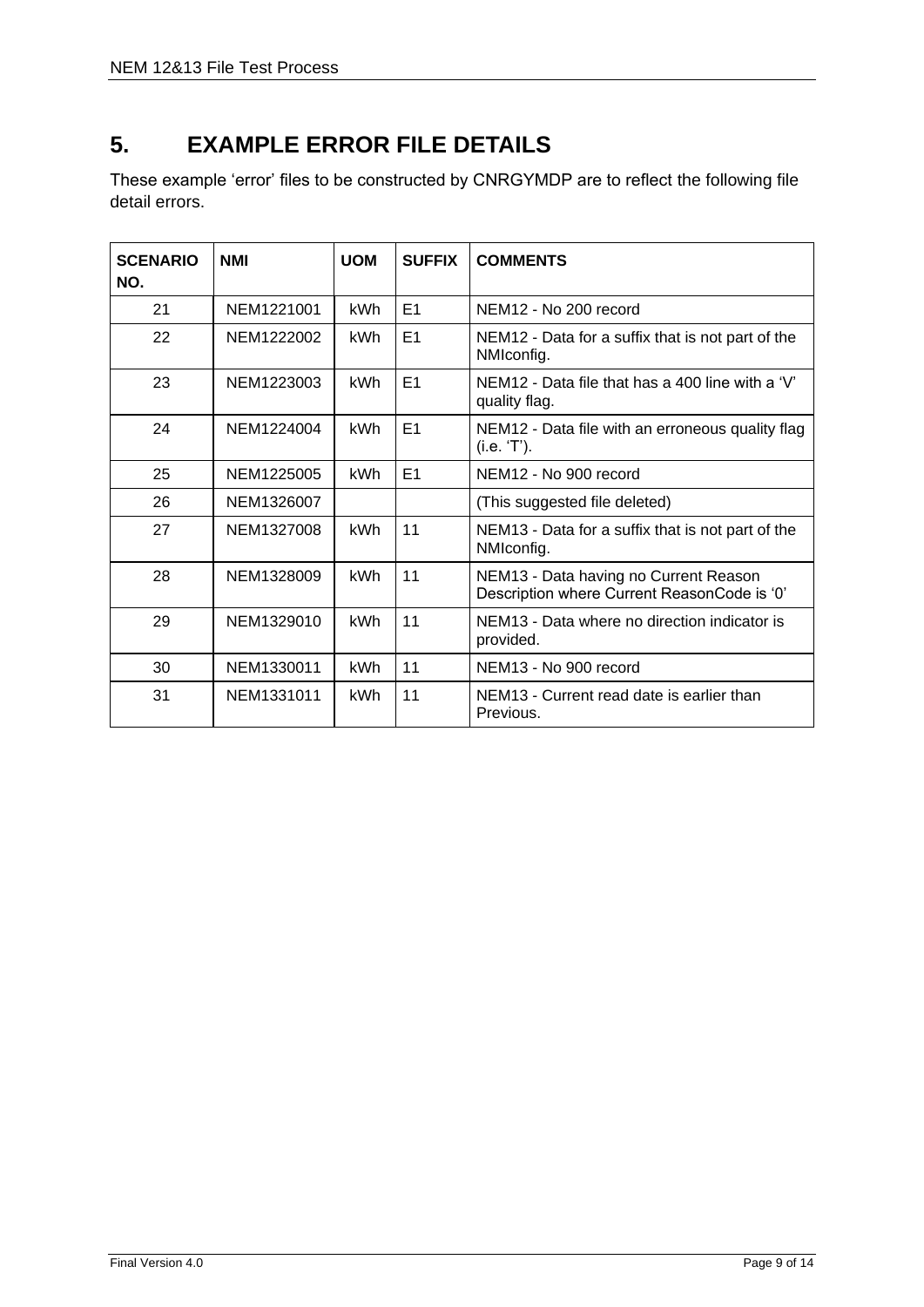# 5. EXAMPLE ERROR FILE DETAILS

These example 'error' files to be constructed by CNRGYMDP are to reflect the following file detail errors.

| SCENARIO NO. | NMI | UOM | SUFFIX | COMMENTS |
|---|---|---|---|---|
| 21 | NEM1221001 | kWh | E1 | NEM12 - No 200 record |
| 22 | NEM1222002 | kWh | E1 | NEM12 - Data for a suffix that is not part of the NMIconfig. |
| 23 | NEM1223003 | kWh | E1 | NEM12 - Data file that has a 400 line with a 'V' quality flag. |
| 24 | NEM1224004 | kWh | E1 | NEM12 - Data file with an erroneous quality flag (i.e. 'T'). |
| 25 | NEM1225005 | kWh | E1 | NEM12 - No 900 record |
| 26 | NEM1326007 | | | (This suggested file deleted) |
| 27 | NEM1327008 | kWh | 11 | NEM13 - Data for a suffix that is not part of the NMIconfig. |
| 28 | NEM1328009 | kWh | 11 | NEM13 - Data having no Current Reason Description where Current ReasonCode is '0' |
| 29 | NEM1329010 | kWh | 11 | NEM13 - Data where no direction indicator is provided. |
| 30 | NEM1330011 | kWh | 11 | NEM13 - No 900 record |
| 31 | NEM1331011 | kWh | 11 | NEM13 - Current read date is earlier than Previous. |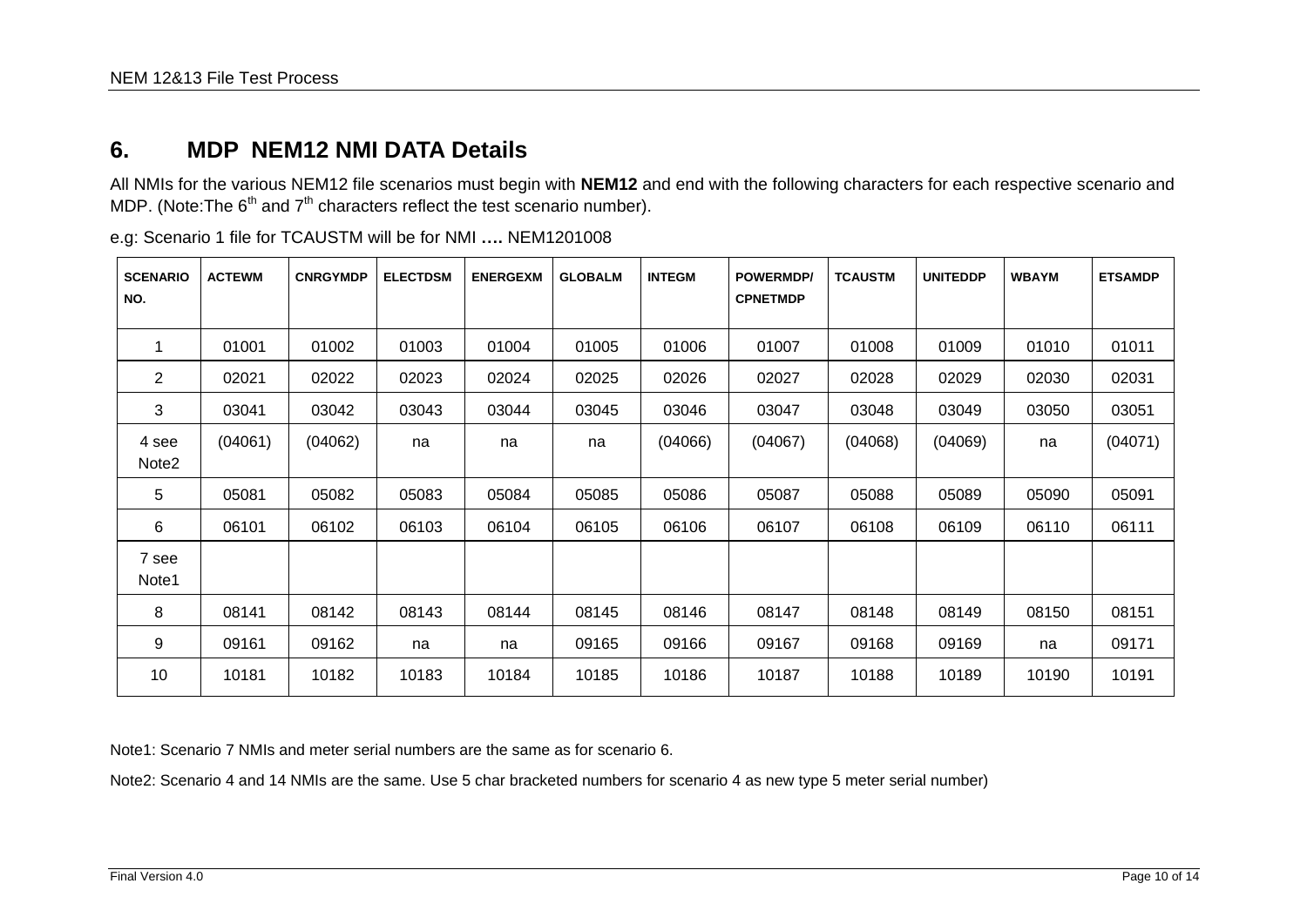# 6. MDP NEM12 NMI DATA Details

All NMIs for the various NEM12 file scenarios must begin with **NEM12** and end with the following characters for each respective scenario and MDP. (Note:The 6$^{th}$ and 7$^{th}$ characters reflect the test scenario number).

e.g: Scenario 1 file for TCAUSTM will be for NMI **….** NEM1201008

| SCENARIO NO. | ACTEWM | CNRGYMDP | ELECTDSM | ENERGEXM | GLOBALM | INTEGM | POWERMDP/ CPNETMDP | TCAUSTM | UNITEDDP | WBAYM | ETSAMDP |
|---|---|---|---|---|---|---|---|---|---|---|---|
| 1 | 01001 | 01002 | 01003 | 01004 | 01005 | 01006 | 01007 | 01008 | 01009 | 01010 | 01011 |
| 2 | 02021 | 02022 | 02023 | 02024 | 02025 | 02026 | 02027 | 02028 | 02029 | 02030 | 02031 |
| 3 | 03041 | 03042 | 03043 | 03044 | 03045 | 03046 | 03047 | 03048 | 03049 | 03050 | 03051 |
| 4 see Note2 | (04061) | (04062) | na | na | na | (04066) | (04067) | (04068) | (04069) | na | (04071) |
| 5 | 05081 | 05082 | 05083 | 05084 | 05085 | 05086 | 05087 | 05088 | 05089 | 05090 | 05091 |
| 6 | 06101 | 06102 | 06103 | 06104 | 06105 | 06106 | 06107 | 06108 | 06109 | 06110 | 06111 |
| 7 see Note1 | | | | | | | | | | | |
| 8 | 08141 | 08142 | 08143 | 08144 | 08145 | 08146 | 08147 | 08148 | 08149 | 08150 | 08151 |
| 9 | 09161 | 09162 | na | na | 09165 | 09166 | 09167 | 09168 | 09169 | na | 09171 |
| 10 | 10181 | 10182 | 10183 | 10184 | 10185 | 10186 | 10187 | 10188 | 10189 | 10190 | 10191 |

Note1: Scenario 7 NMIs and meter serial numbers are the same as for scenario 6.

Note2: Scenario 4 and 14 NMIs are the same. Use 5 char bracketed numbers for scenario 4 as new type 5 meter serial number)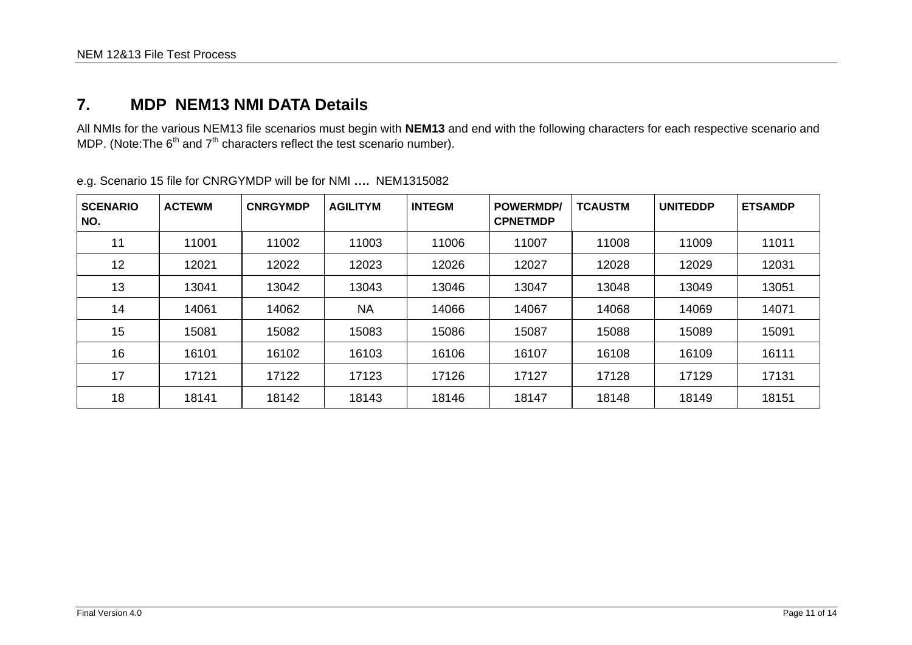## 7. MDP NEM13 NMI DATA Details

All NMIs for the various NEM13 file scenarios must begin with **NEM13** and end with the following characters for each respective scenario and MDP. (Note:The 6th and 7th characters reflect the test scenario number).

e.g. Scenario 15 file for CNRGYMDP will be for NMI **….** NEM1315082

| SCENARIO NO. | ACTEWM | CNRGYMDP | AGILITYM | INTEGM | POWERMDP/ CPNETMDP | TCAUSTM | UNITEDDP | ETSAMDP |
|---|---|---|---|---|---|---|---|---|
| 11 | 11001 | 11002 | 11003 | 11006 | 11007 | 11008 | 11009 | 11011 |
| 12 | 12021 | 12022 | 12023 | 12026 | 12027 | 12028 | 12029 | 12031 |
| 13 | 13041 | 13042 | 13043 | 13046 | 13047 | 13048 | 13049 | 13051 |
| 14 | 14061 | 14062 | NA | 14066 | 14067 | 14068 | 14069 | 14071 |
| 15 | 15081 | 15082 | 15083 | 15086 | 15087 | 15088 | 15089 | 15091 |
| 16 | 16101 | 16102 | 16103 | 16106 | 16107 | 16108 | 16109 | 16111 |
| 17 | 17121 | 17122 | 17123 | 17126 | 17127 | 17128 | 17129 | 17131 |
| 18 | 18141 | 18142 | 18143 | 18146 | 18147 | 18148 | 18149 | 18151 |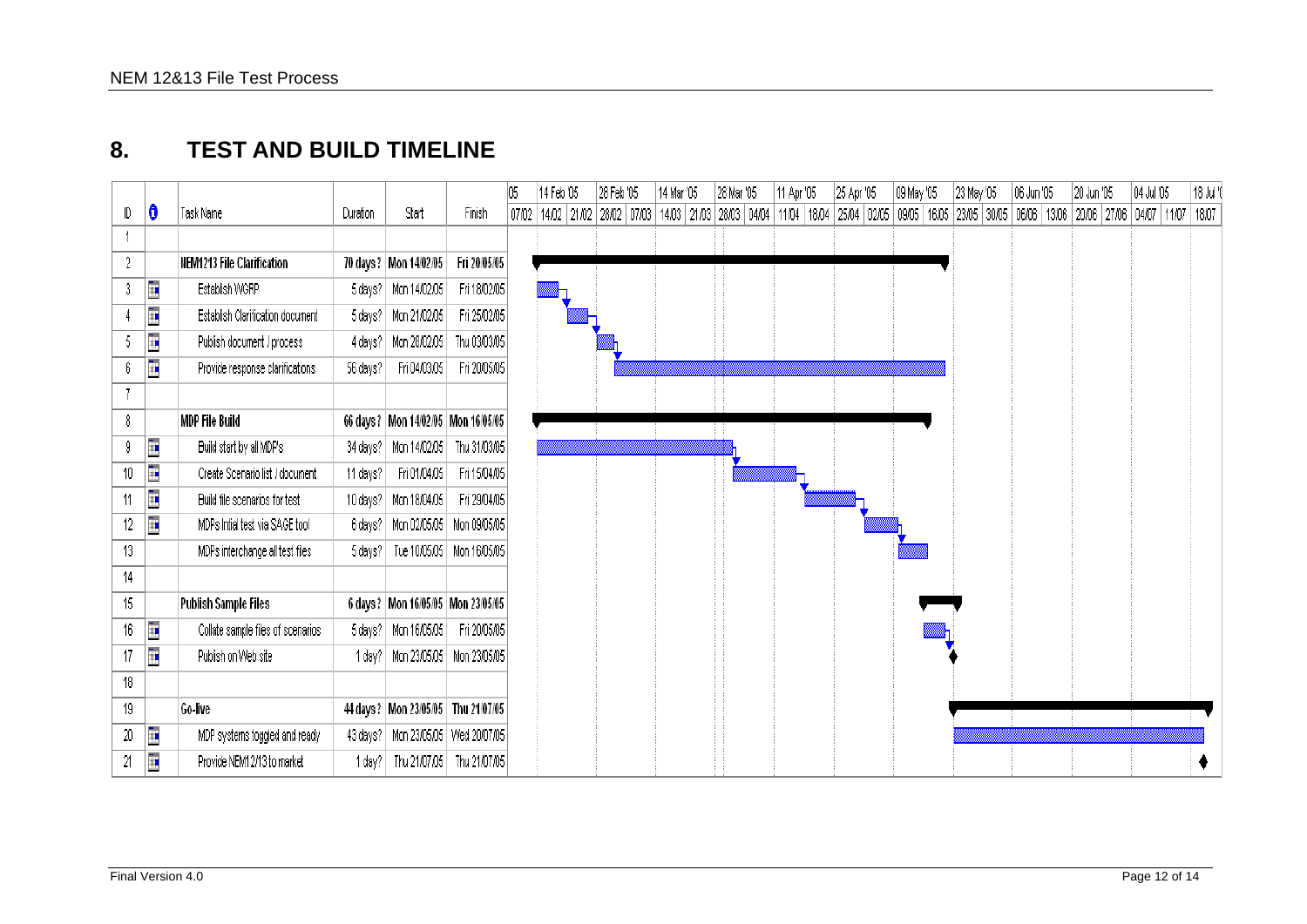## 8. TEST AND BUILD TIMELINE

| ID | Task Name | Duration | Start | Finish |
|---|---|---|---|---|
| 1 | | | | |
| 2 | **NEM12/13 File Clarification** | **70 days?** | **Mon 14/02/05** | **Fri 20/05/05** |
| 3 | Establish WGRP | 5 days? | Mon 14/02/05 | Fri 18/02/05 |
| 4 | Establish Clarification document | 5 days? | Mon 21/02/05 | Fri 25/02/05 |
| 5 | Publish document / process | 4 days? | Mon 28/02/05 | Thu 03/03/05 |
| 6 | Provide response clarifications | 56 days? | Fri 04/03/05 | Fri 20/05/05 |
| 7 | | | | |
| 8 | **MDP File Build** | **66 days?** | **Mon 14/02/05** | **Mon 16/05/05** |
| 9 | Build start by all MDPs | 34 days? | Mon 14/02/05 | Thu 31/03/05 |
| 10 | Create Scenario list / document | 11 days? | Fri 01/04/05 | Fri 15/04/05 |
| 11 | Build file scenarios for test | 10 days? | Mon 18/04/05 | Fri 29/04/05 |
| 12 | MDPs Initial test via SAGE tool | 6 days? | Mon 02/05/05 | Mon 09/05/05 |
| 13 | MDPs interchange all test files | 5 days? | Tue 10/05/05 | Mon 16/05/05 |
| 14 | | | | |
| 15 | **Publish Sample Files** | **6 days?** | **Mon 16/05/05** | **Mon 23/05/05** |
| 16 | Collate sample files of scenarios | 5 days? | Mon 16/05/05 | Fri 20/05/05 |
| 17 | Publish on Web site | 1 day? | Mon 23/05/05 | Mon 23/05/05 |
| 18 | | | | |
| 19 | **Go-live** | **44 days?** | **Mon 23/05/05** | **Thu 21/07/05** |
| 20 | MDP systems toggled and ready | 43 days? | Mon 23/05/05 | Wed 20/07/05 |
| 21 | Provide NEM12/13 to market | 1 day? | Thu 21/07/05 | Thu 21/07/05 |

05 | 14 Feb '05 | 28 Feb '05 | 14 Mar '05 | 28 Mar '05 | 11 Apr '05 | 25 Apr '05 | 09 May '05 | 23 May '05 | 06 Jun '05 | 20 Jun '05 | 04 Jul '05 | 18 Jul '0

07/02 | 14/02 | 21/02 | 28/02 | 07/03 | 14/03 | 21/03 | 28/03 | 04/04 | 11/04 | 18/04 | 25/04 | 02/05 | 09/05 | 16/05 | 23/05 | 30/05 | 06/06 | 13/06 | 20/06 | 27/06 | 04/07 | 11/07 | 18/07